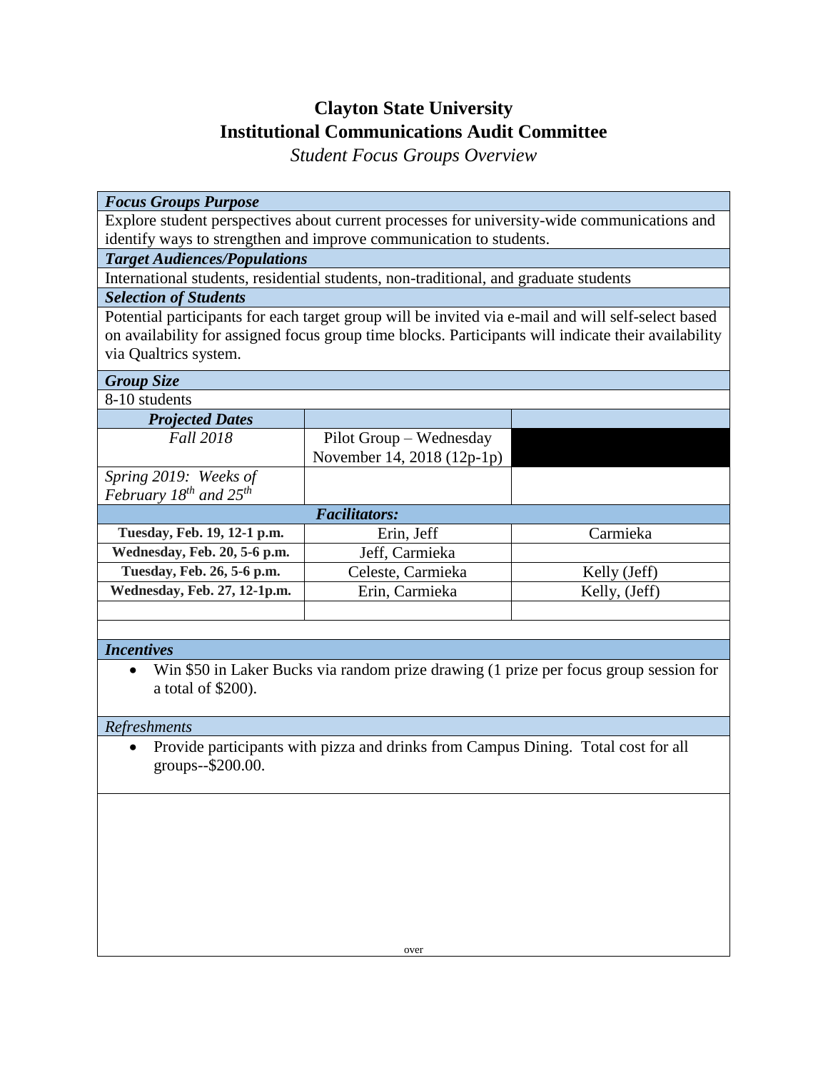# Clayton State University
## Institutional Communications Audit Committee
*Student Focus Groups Overview*

***Focus Groups Purpose***

Explore student perspectives about current processes for university-wide communications and identify ways to strengthen and improve communication to students.

***Target Audiences/Populations***

International students, residential students, non-traditional, and graduate students

***Selection of Students***

Potential participants for each target group will be invited via e-mail and will self-select based on availability for assigned focus group time blocks. Participants will indicate their availability via Qualtrics system.

***Group Size***

8-10 students

| ***Projected Dates*** | | |
|---|---|---|
| *Fall 2018* | Pilot Group – Wednesday November 14, 2018 (12p-1p) | |
| *Spring 2019: Weeks of February 18th and 25th* | | |
| ***Facilitators:*** | | |
| **Tuesday, Feb. 19, 12-1 p.m.** | Erin, Jeff | Carmieka |
| **Wednesday, Feb. 20, 5-6 p.m.** | Jeff, Carmieka | |
| **Tuesday, Feb. 26, 5-6 p.m.** | Celeste, Carmieka | Kelly (Jeff) |
| **Wednesday, Feb. 27, 12-1p.m.** | Erin, Carmieka | Kelly, (Jeff) |

***Incentives***

- Win $50 in Laker Bucks via random prize drawing (1 prize per focus group session for a total of $200).

*Refreshments*

- Provide participants with pizza and drinks from Campus Dining. Total cost for all groups--$200.00.

over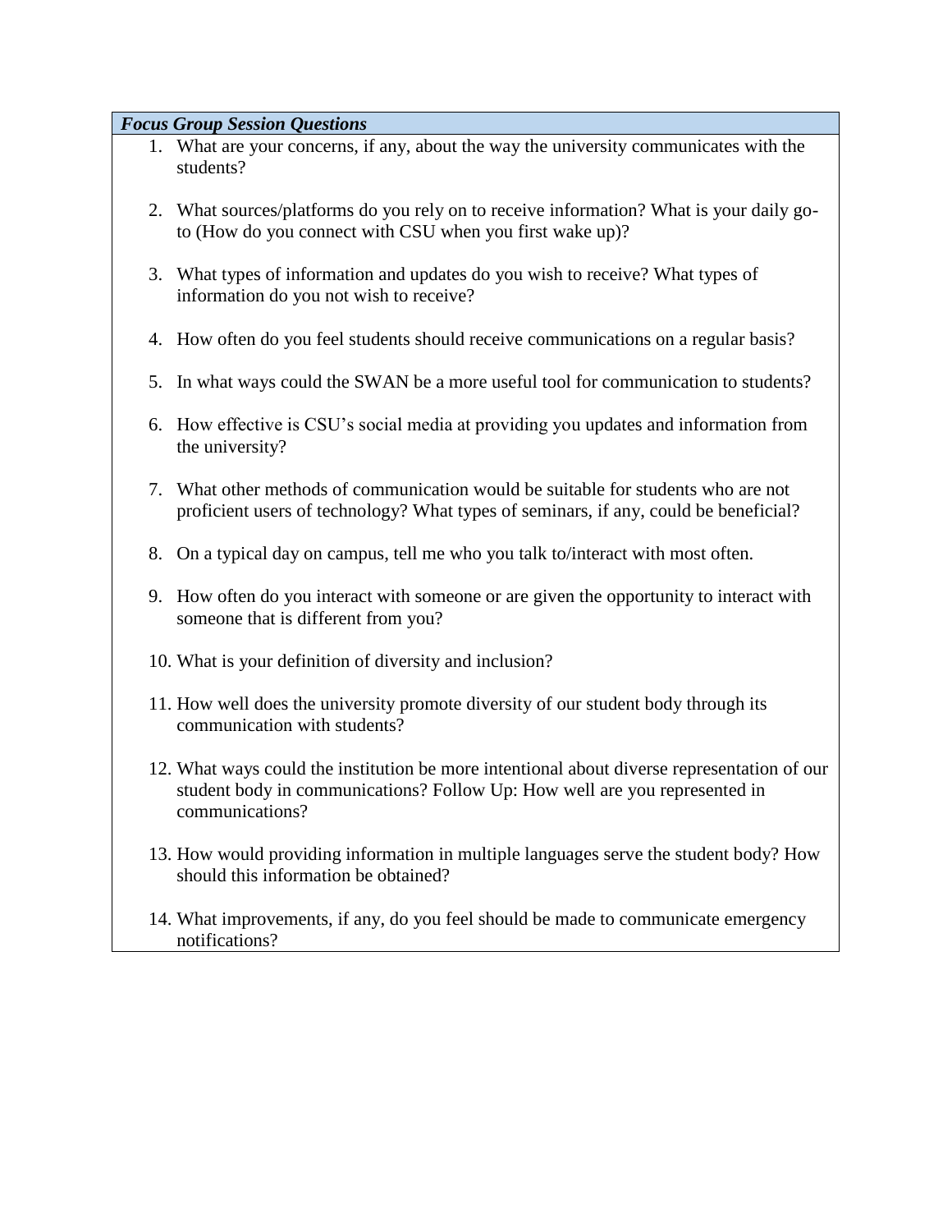***Focus Group Session Questions***

1. What are your concerns, if any, about the way the university communicates with the students?

2. What sources/platforms do you rely on to receive information? What is your daily go-to (How do you connect with CSU when you first wake up)?

3. What types of information and updates do you wish to receive? What types of information do you not wish to receive?

4. How often do you feel students should receive communications on a regular basis?

5. In what ways could the SWAN be a more useful tool for communication to students?

6. How effective is CSU's social media at providing you updates and information from the university?

7. What other methods of communication would be suitable for students who are not proficient users of technology? What types of seminars, if any, could be beneficial?

8. On a typical day on campus, tell me who you talk to/interact with most often.

9. How often do you interact with someone or are given the opportunity to interact with someone that is different from you?

10. What is your definition of diversity and inclusion?

11. How well does the university promote diversity of our student body through its communication with students?

12. What ways could the institution be more intentional about diverse representation of our student body in communications? Follow Up: How well are you represented in communications?

13. How would providing information in multiple languages serve the student body? How should this information be obtained?

14. What improvements, if any, do you feel should be made to communicate emergency notifications?